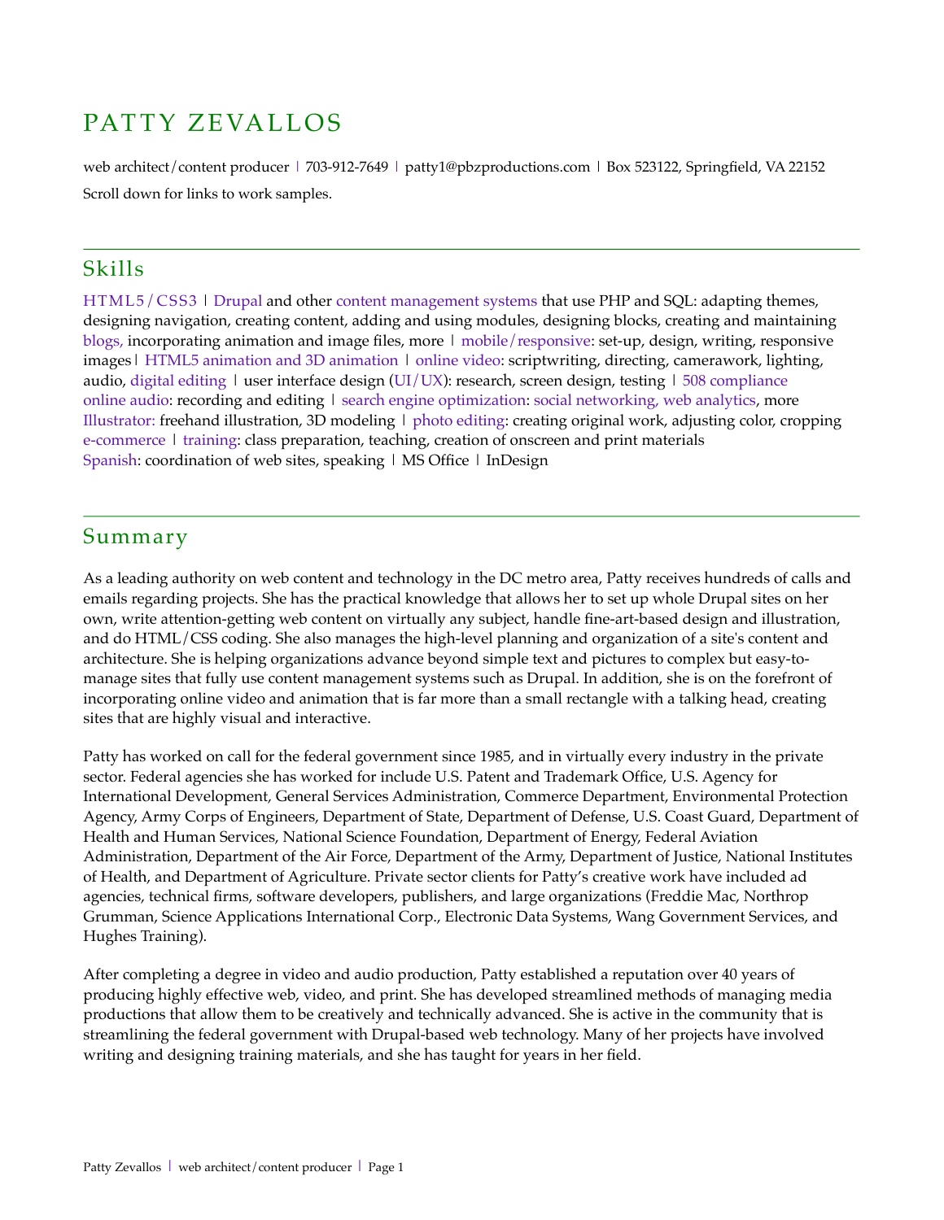# PATTY ZEVALLOS

web architect/content producer | 703-912-7649 | patty1@pbzproductions.com | Box 523122, Springfield, VA 22152

Scroll down for links to work samples.

## Skills

HTML5/CSS3 | Drupal and other content management systems that use PHP and SQL: adapting themes, designing navigation, creating content, adding and using modules, designing blocks, creating and maintaining blogs, incorporating animation and image files, more | mobile/responsive: set-up, design, writing, responsive images | HTML5 animation and 3D animation | online video: scriptwriting, directing, camerawork, lighting, audio, digital editing | user interface design (UI/UX): research, screen design, testing | 508 compliance
online audio: recording and editing | search engine optimization: social networking, web analytics, more
Illustrator: freehand illustration, 3D modeling | photo editing: creating original work, adjusting color, cropping
e-commerce | training: class preparation, teaching, creation of onscreen and print materials
Spanish: coordination of web sites, speaking | MS Office | InDesign

## Summary

As a leading authority on web content and technology in the DC metro area, Patty receives hundreds of calls and emails regarding projects. She has the practical knowledge that allows her to set up whole Drupal sites on her own, write attention-getting web content on virtually any subject, handle fine-art-based design and illustration, and do HTML/CSS coding. She also manages the high-level planning and organization of a site's content and architecture. She is helping organizations advance beyond simple text and pictures to complex but easy-to-manage sites that fully use content management systems such as Drupal. In addition, she is on the forefront of incorporating online video and animation that is far more than a small rectangle with a talking head, creating sites that are highly visual and interactive.

Patty has worked on call for the federal government since 1985, and in virtually every industry in the private sector. Federal agencies she has worked for include U.S. Patent and Trademark Office, U.S. Agency for International Development, General Services Administration, Commerce Department, Environmental Protection Agency, Army Corps of Engineers, Department of State, Department of Defense, U.S. Coast Guard, Department of Health and Human Services, National Science Foundation, Department of Energy, Federal Aviation Administration, Department of the Air Force, Department of the Army, Department of Justice, National Institutes of Health, and Department of Agriculture. Private sector clients for Patty's creative work have included ad agencies, technical firms, software developers, publishers, and large organizations (Freddie Mac, Northrop Grumman, Science Applications International Corp., Electronic Data Systems, Wang Government Services, and Hughes Training).

After completing a degree in video and audio production, Patty established a reputation over 40 years of producing highly effective web, video, and print. She has developed streamlined methods of managing media productions that allow them to be creatively and technically advanced. She is active in the community that is streamlining the federal government with Drupal-based web technology. Many of her projects have involved writing and designing training materials, and she has taught for years in her field.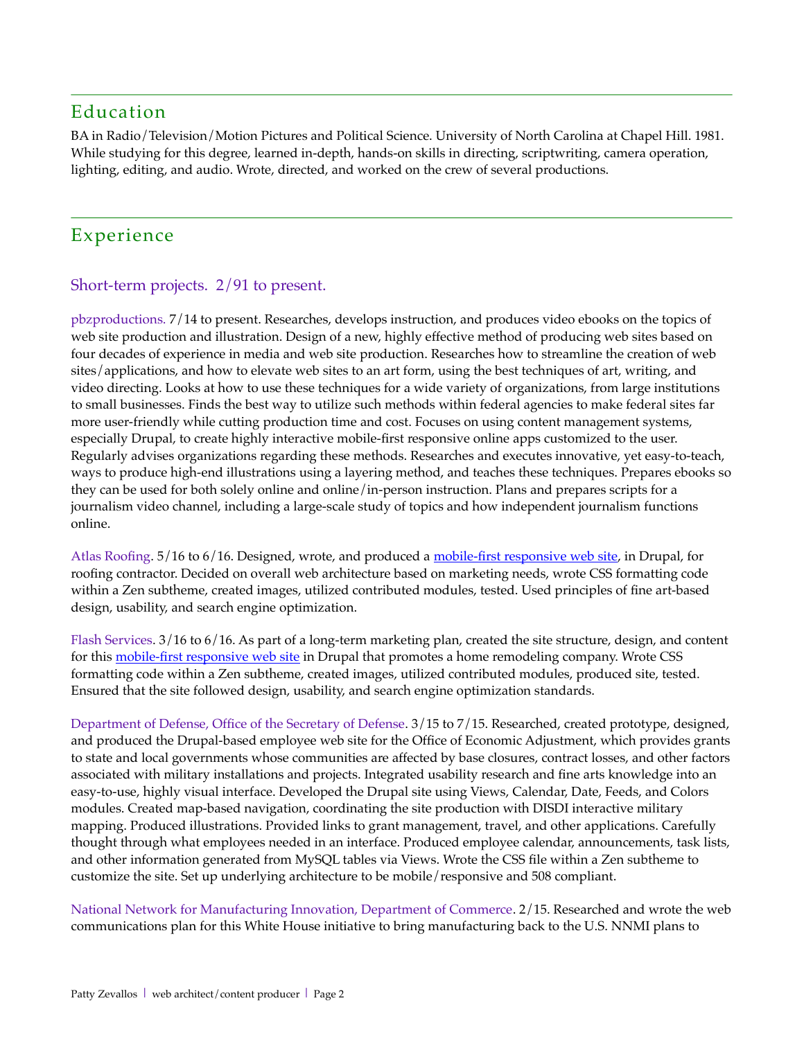## Education

BA in Radio/Television/Motion Pictures and Political Science. University of North Carolina at Chapel Hill. 1981. While studying for this degree, learned in-depth, hands-on skills in directing, scriptwriting, camera operation, lighting, editing, and audio. Wrote, directed, and worked on the crew of several productions.

## Experience

### Short-term projects. 2/91 to present.

pbzproductions. 7/14 to present. Researches, develops instruction, and produces video ebooks on the topics of web site production and illustration. Design of a new, highly effective method of producing web sites based on four decades of experience in media and web site production. Researches how to streamline the creation of web sites/applications, and how to elevate web sites to an art form, using the best techniques of art, writing, and video directing. Looks at how to use these techniques for a wide variety of organizations, from large institutions to small businesses. Finds the best way to utilize such methods within federal agencies to make federal sites far more user-friendly while cutting production time and cost. Focuses on using content management systems, especially Drupal, to create highly interactive mobile-first responsive online apps customized to the user. Regularly advises organizations regarding these methods. Researches and executes innovative, yet easy-to-teach, ways to produce high-end illustrations using a layering method, and teaches these techniques. Prepares ebooks so they can be used for both solely online and online/in-person instruction. Plans and prepares scripts for a journalism video channel, including a large-scale study of topics and how independent journalism functions online.

Atlas Roofing. 5/16 to 6/16. Designed, wrote, and produced a mobile-first responsive web site, in Drupal, for roofing contractor. Decided on overall web architecture based on marketing needs, wrote CSS formatting code within a Zen subtheme, created images, utilized contributed modules, tested. Used principles of fine art-based design, usability, and search engine optimization.

Flash Services. 3/16 to 6/16. As part of a long-term marketing plan, created the site structure, design, and content for this mobile-first responsive web site in Drupal that promotes a home remodeling company. Wrote CSS formatting code within a Zen subtheme, created images, utilized contributed modules, produced site, tested. Ensured that the site followed design, usability, and search engine optimization standards.

Department of Defense, Office of the Secretary of Defense. 3/15 to 7/15. Researched, created prototype, designed, and produced the Drupal-based employee web site for the Office of Economic Adjustment, which provides grants to state and local governments whose communities are affected by base closures, contract losses, and other factors associated with military installations and projects. Integrated usability research and fine arts knowledge into an easy-to-use, highly visual interface. Developed the Drupal site using Views, Calendar, Date, Feeds, and Colors modules. Created map-based navigation, coordinating the site production with DISDI interactive military mapping. Produced illustrations. Provided links to grant management, travel, and other applications. Carefully thought through what employees needed in an interface. Produced employee calendar, announcements, task lists, and other information generated from MySQL tables via Views. Wrote the CSS file within a Zen subtheme to customize the site. Set up underlying architecture to be mobile/responsive and 508 compliant.

National Network for Manufacturing Innovation, Department of Commerce. 2/15. Researched and wrote the web communications plan for this White House initiative to bring manufacturing back to the U.S. NNMI plans to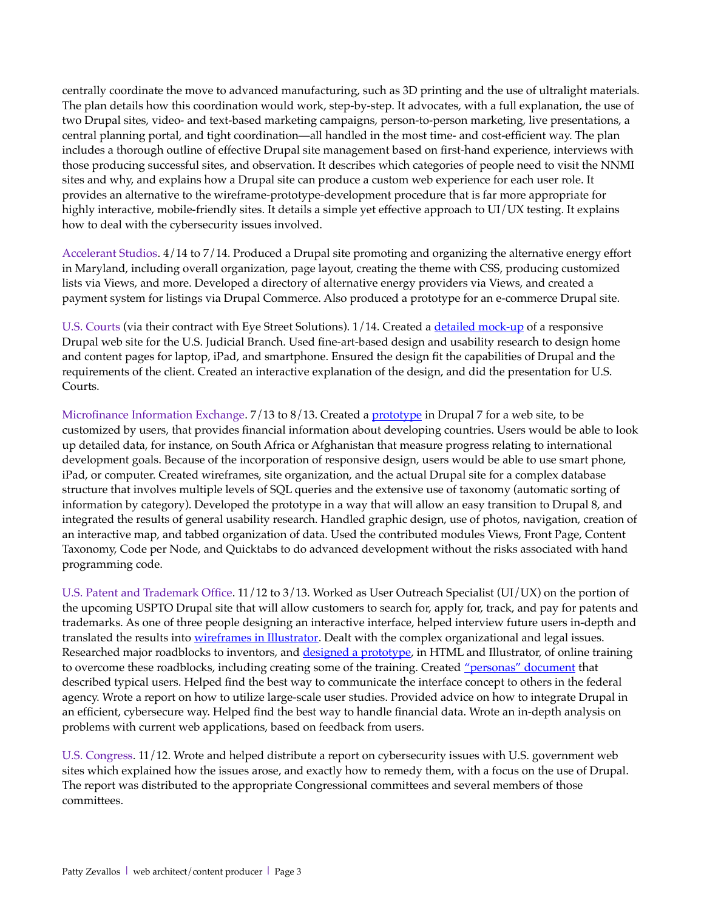centrally coordinate the move to advanced manufacturing, such as 3D printing and the use of ultralight materials. The plan details how this coordination would work, step-by-step. It advocates, with a full explanation, the use of two Drupal sites, video- and text-based marketing campaigns, person-to-person marketing, live presentations, a central planning portal, and tight coordination—all handled in the most time- and cost-efficient way. The plan includes a thorough outline of effective Drupal site management based on first-hand experience, interviews with those producing successful sites, and observation. It describes which categories of people need to visit the NNMI sites and why, and explains how a Drupal site can produce a custom web experience for each user role. It provides an alternative to the wireframe-prototype-development procedure that is far more appropriate for highly interactive, mobile-friendly sites. It details a simple yet effective approach to UI/UX testing. It explains how to deal with the cybersecurity issues involved.

Accelerant Studios. 4/14 to 7/14. Produced a Drupal site promoting and organizing the alternative energy effort in Maryland, including overall organization, page layout, creating the theme with CSS, producing customized lists via Views, and more. Developed a directory of alternative energy providers via Views, and created a payment system for listings via Drupal Commerce. Also produced a prototype for an e-commerce Drupal site.

U.S. Courts (via their contract with Eye Street Solutions). 1/14. Created a detailed mock-up of a responsive Drupal web site for the U.S. Judicial Branch. Used fine-art-based design and usability research to design home and content pages for laptop, iPad, and smartphone. Ensured the design fit the capabilities of Drupal and the requirements of the client. Created an interactive explanation of the design, and did the presentation for U.S. Courts.

Microfinance Information Exchange. 7/13 to 8/13. Created a prototype in Drupal 7 for a web site, to be customized by users, that provides financial information about developing countries. Users would be able to look up detailed data, for instance, on South Africa or Afghanistan that measure progress relating to international development goals. Because of the incorporation of responsive design, users would be able to use smart phone, iPad, or computer. Created wireframes, site organization, and the actual Drupal site for a complex database structure that involves multiple levels of SQL queries and the extensive use of taxonomy (automatic sorting of information by category). Developed the prototype in a way that will allow an easy transition to Drupal 8, and integrated the results of general usability research. Handled graphic design, use of photos, navigation, creation of an interactive map, and tabbed organization of data. Used the contributed modules Views, Front Page, Content Taxonomy, Code per Node, and Quicktabs to do advanced development without the risks associated with hand programming code.

U.S. Patent and Trademark Office. 11/12 to 3/13. Worked as User Outreach Specialist (UI/UX) on the portion of the upcoming USPTO Drupal site that will allow customers to search for, apply for, track, and pay for patents and trademarks. As one of three people designing an interactive interface, helped interview future users in-depth and translated the results into wireframes in Illustrator. Dealt with the complex organizational and legal issues. Researched major roadblocks to inventors, and designed a prototype, in HTML and Illustrator, of online training to overcome these roadblocks, including creating some of the training. Created "personas" document that described typical users. Helped find the best way to communicate the interface concept to others in the federal agency. Wrote a report on how to utilize large-scale user studies. Provided advice on how to integrate Drupal in an efficient, cybersecure way. Helped find the best way to handle financial data. Wrote an in-depth analysis on problems with current web applications, based on feedback from users.

U.S. Congress. 11/12. Wrote and helped distribute a report on cybersecurity issues with U.S. government web sites which explained how the issues arose, and exactly how to remedy them, with a focus on the use of Drupal. The report was distributed to the appropriate Congressional committees and several members of those committees.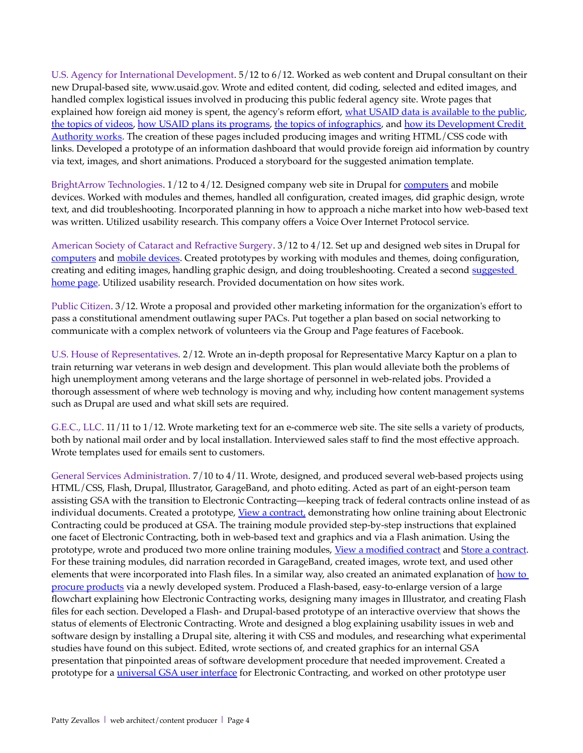U.S. Agency for International Development. 5/12 to 6/12. Worked as web content and Drupal consultant on their new Drupal-based site, www.usaid.gov. Wrote and edited content, did coding, selected and edited images, and handled complex logistical issues involved in producing this public federal agency site. Wrote pages that explained how foreign aid money is spent, the agency's reform effort, what USAID data is available to the public, the topics of videos, how USAID plans its programs, the topics of infographics, and how its Development Credit Authority works. The creation of these pages included producing images and writing HTML/CSS code with links. Developed a prototype of an information dashboard that would provide foreign aid information by country via text, images, and short animations. Produced a storyboard for the suggested animation template.

BrightArrow Technologies. 1/12 to 4/12. Designed company web site in Drupal for computers and mobile devices. Worked with modules and themes, handled all configuration, created images, did graphic design, wrote text, and did troubleshooting. Incorporated planning in how to approach a niche market into how web-based text was written. Utilized usability research. This company offers a Voice Over Internet Protocol service.

American Society of Cataract and Refractive Surgery. 3/12 to 4/12. Set up and designed web sites in Drupal for computers and mobile devices. Created prototypes by working with modules and themes, doing configuration, creating and editing images, handling graphic design, and doing troubleshooting. Created a second suggested home page. Utilized usability research. Provided documentation on how sites work.

Public Citizen. 3/12. Wrote a proposal and provided other marketing information for the organization's effort to pass a constitutional amendment outlawing super PACs. Put together a plan based on social networking to communicate with a complex network of volunteers via the Group and Page features of Facebook.

U.S. House of Representatives. 2/12. Wrote an in-depth proposal for Representative Marcy Kaptur on a plan to train returning war veterans in web design and development. This plan would alleviate both the problems of high unemployment among veterans and the large shortage of personnel in web-related jobs. Provided a thorough assessment of where web technology is moving and why, including how content management systems such as Drupal are used and what skill sets are required.

G.E.C., LLC. 11/11 to 1/12. Wrote marketing text for an e-commerce web site. The site sells a variety of products, both by national mail order and by local installation. Interviewed sales staff to find the most effective approach. Wrote templates used for emails sent to customers.

General Services Administration. 7/10 to 4/11. Wrote, designed, and produced several web-based projects using HTML/CSS, Flash, Drupal, Illustrator, GarageBand, and photo editing. Acted as part of an eight-person team assisting GSA with the transition to Electronic Contracting—keeping track of federal contracts online instead of as individual documents. Created a prototype, View a contract, demonstrating how online training about Electronic Contracting could be produced at GSA. The training module provided step-by-step instructions that explained one facet of Electronic Contracting, both in web-based text and graphics and via a Flash animation. Using the prototype, wrote and produced two more online training modules, View a modified contract and Store a contract. For these training modules, did narration recorded in GarageBand, created images, wrote text, and used other elements that were incorporated into Flash files. In a similar way, also created an animated explanation of how to procure products via a newly developed system. Produced a Flash-based, easy-to-enlarge version of a large flowchart explaining how Electronic Contracting works, designing many images in Illustrator, and creating Flash files for each section. Developed a Flash- and Drupal-based prototype of an interactive overview that shows the status of elements of Electronic Contracting. Wrote and designed a blog explaining usability issues in web and software design by installing a Drupal site, altering it with CSS and modules, and researching what experimental studies have found on this subject. Edited, wrote sections of, and created graphics for an internal GSA presentation that pinpointed areas of software development procedure that needed improvement. Created a prototype for a universal GSA user interface for Electronic Contracting, and worked on other prototype user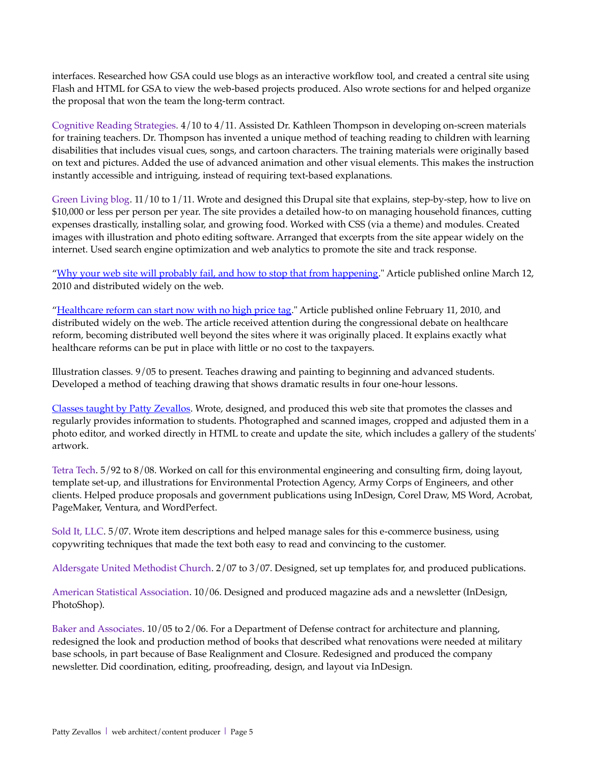interfaces. Researched how GSA could use blogs as an interactive workflow tool, and created a central site using Flash and HTML for GSA to view the web-based projects produced. Also wrote sections for and helped organize the proposal that won the team the long-term contract.

Cognitive Reading Strategies. 4/10 to 4/11. Assisted Dr. Kathleen Thompson in developing on-screen materials for training teachers. Dr. Thompson has invented a unique method of teaching reading to children with learning disabilities that includes visual cues, songs, and cartoon characters. The training materials were originally based on text and pictures. Added the use of advanced animation and other visual elements. This makes the instruction instantly accessible and intriguing, instead of requiring text-based explanations.

Green Living blog. 11/10 to 1/11. Wrote and designed this Drupal site that explains, step-by-step, how to live on $10,000 or less per person per year. The site provides a detailed how-to on managing household finances, cutting expenses drastically, installing solar, and growing food. Worked with CSS (via a theme) and modules. Created images with illustration and photo editing software. Arranged that excerpts from the site appear widely on the internet. Used search engine optimization and web analytics to promote the site and track response.

"Why your web site will probably fail, and how to stop that from happening." Article published online March 12, 2010 and distributed widely on the web.

"Healthcare reform can start now with no high price tag." Article published online February 11, 2010, and distributed widely on the web. The article received attention during the congressional debate on healthcare reform, becoming distributed well beyond the sites where it was originally placed. It explains exactly what healthcare reforms can be put in place with little or no cost to the taxpayers.

Illustration classes. 9/05 to present. Teaches drawing and painting to beginning and advanced students. Developed a method of teaching drawing that shows dramatic results in four one-hour lessons.

Classes taught by Patty Zevallos. Wrote, designed, and produced this web site that promotes the classes and regularly provides information to students. Photographed and scanned images, cropped and adjusted them in a photo editor, and worked directly in HTML to create and update the site, which includes a gallery of the students' artwork.

Tetra Tech. 5/92 to 8/08. Worked on call for this environmental engineering and consulting firm, doing layout, template set-up, and illustrations for Environmental Protection Agency, Army Corps of Engineers, and other clients. Helped produce proposals and government publications using InDesign, Corel Draw, MS Word, Acrobat, PageMaker, Ventura, and WordPerfect.

Sold It, LLC. 5/07. Wrote item descriptions and helped manage sales for this e-commerce business, using copywriting techniques that made the text both easy to read and convincing to the customer.

Aldersgate United Methodist Church. 2/07 to 3/07. Designed, set up templates for, and produced publications.

American Statistical Association. 10/06. Designed and produced magazine ads and a newsletter (InDesign, PhotoShop).

Baker and Associates. 10/05 to 2/06. For a Department of Defense contract for architecture and planning, redesigned the look and production method of books that described what renovations were needed at military base schools, in part because of Base Realignment and Closure. Redesigned and produced the company newsletter. Did coordination, editing, proofreading, design, and layout via InDesign.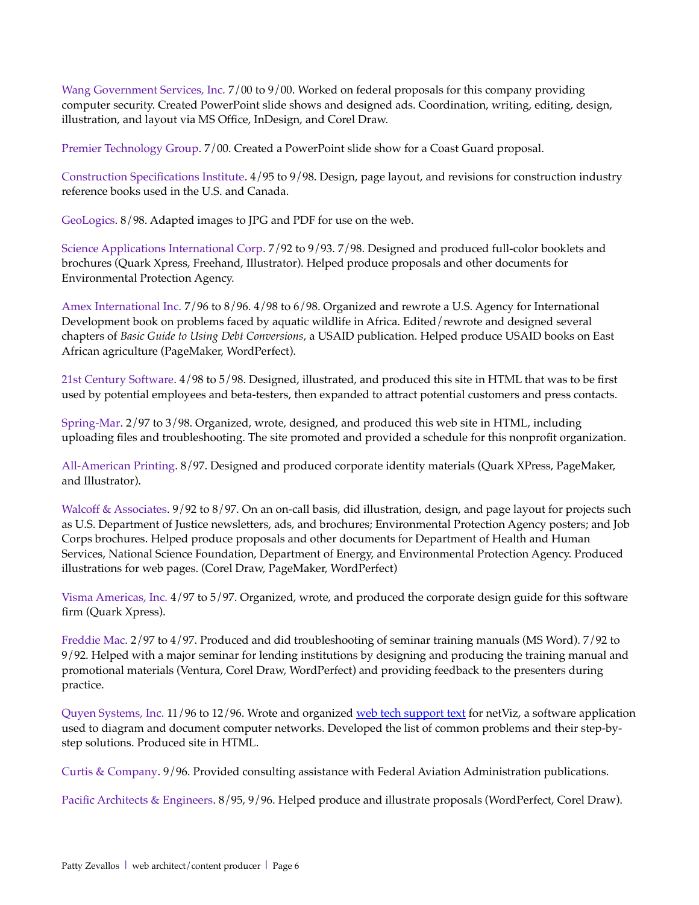Wang Government Services, Inc. 7/00 to 9/00. Worked on federal proposals for this company providing computer security. Created PowerPoint slide shows and designed ads. Coordination, writing, editing, design, illustration, and layout via MS Office, InDesign, and Corel Draw.

Premier Technology Group. 7/00. Created a PowerPoint slide show for a Coast Guard proposal.

Construction Specifications Institute. 4/95 to 9/98. Design, page layout, and revisions for construction industry reference books used in the U.S. and Canada.

GeoLogics. 8/98. Adapted images to JPG and PDF for use on the web.

Science Applications International Corp. 7/92 to 9/93. 7/98. Designed and produced full-color booklets and brochures (Quark Xpress, Freehand, Illustrator). Helped produce proposals and other documents for Environmental Protection Agency.

Amex International Inc. 7/96 to 8/96. 4/98 to 6/98. Organized and rewrote a U.S. Agency for International Development book on problems faced by aquatic wildlife in Africa. Edited/rewrote and designed several chapters of *Basic Guide to Using Debt Conversions*, a USAID publication. Helped produce USAID books on East African agriculture (PageMaker, WordPerfect).

21st Century Software. 4/98 to 5/98. Designed, illustrated, and produced this site in HTML that was to be first used by potential employees and beta-testers, then expanded to attract potential customers and press contacts.

Spring-Mar. 2/97 to 3/98. Organized, wrote, designed, and produced this web site in HTML, including uploading files and troubleshooting. The site promoted and provided a schedule for this nonprofit organization.

All-American Printing. 8/97. Designed and produced corporate identity materials (Quark XPress, PageMaker, and Illustrator).

Walcoff & Associates. 9/92 to 8/97. On an on-call basis, did illustration, design, and page layout for projects such as U.S. Department of Justice newsletters, ads, and brochures; Environmental Protection Agency posters; and Job Corps brochures. Helped produce proposals and other documents for Department of Health and Human Services, National Science Foundation, Department of Energy, and Environmental Protection Agency. Produced illustrations for web pages. (Corel Draw, PageMaker, WordPerfect)

Visma Americas, Inc. 4/97 to 5/97. Organized, wrote, and produced the corporate design guide for this software firm (Quark Xpress).

Freddie Mac. 2/97 to 4/97. Produced and did troubleshooting of seminar training manuals (MS Word). 7/92 to 9/92. Helped with a major seminar for lending institutions by designing and producing the training manual and promotional materials (Ventura, Corel Draw, WordPerfect) and providing feedback to the presenters during practice.

Quyen Systems, Inc. 11/96 to 12/96. Wrote and organized web tech support text for netViz, a software application used to diagram and document computer networks. Developed the list of common problems and their step-by-step solutions. Produced site in HTML.

Curtis & Company. 9/96. Provided consulting assistance with Federal Aviation Administration publications.

Pacific Architects & Engineers. 8/95, 9/96. Helped produce and illustrate proposals (WordPerfect, Corel Draw).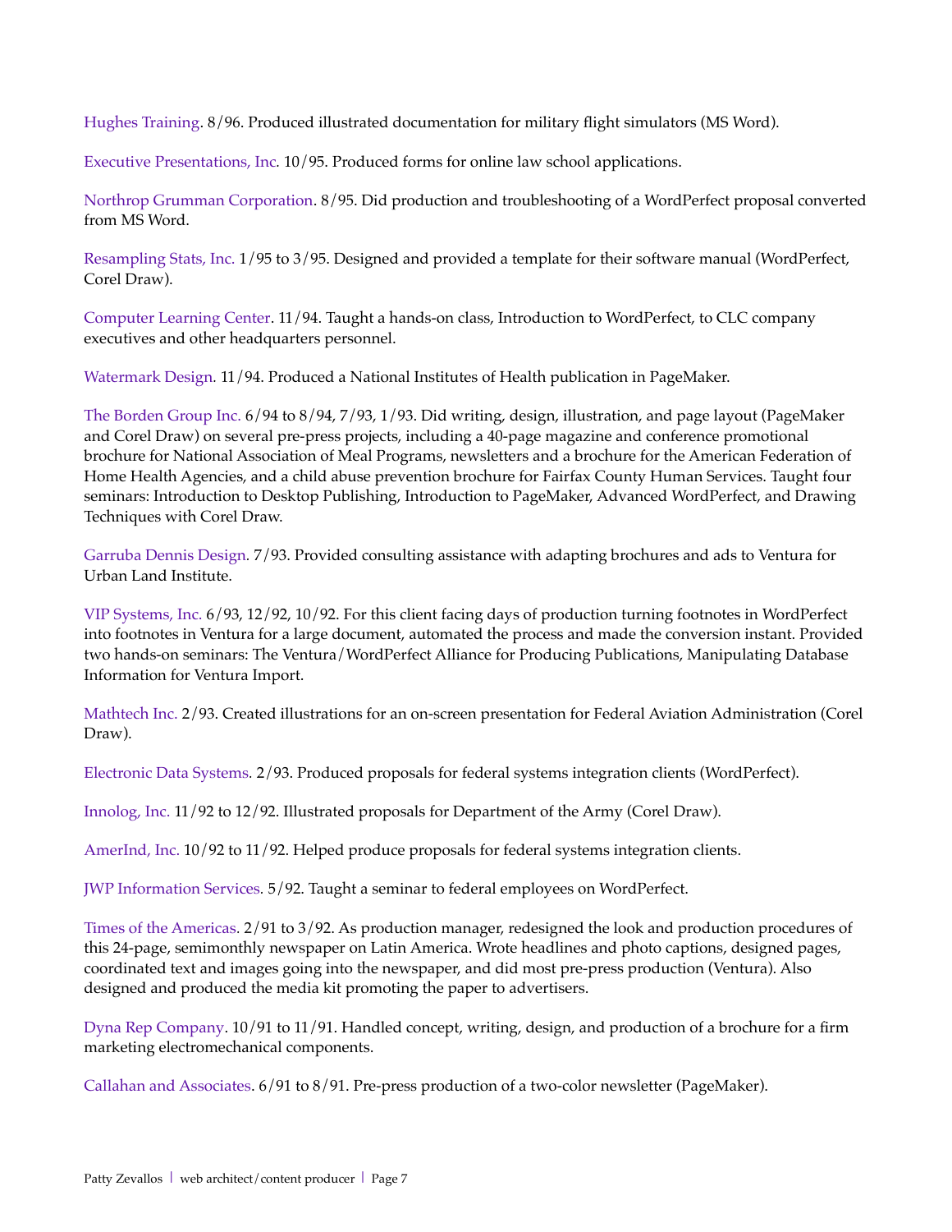Hughes Training. 8/96. Produced illustrated documentation for military flight simulators (MS Word).

Executive Presentations, Inc. 10/95. Produced forms for online law school applications.

Northrop Grumman Corporation. 8/95. Did production and troubleshooting of a WordPerfect proposal converted from MS Word.

Resampling Stats, Inc. 1/95 to 3/95. Designed and provided a template for their software manual (WordPerfect, Corel Draw).

Computer Learning Center. 11/94. Taught a hands-on class, Introduction to WordPerfect, to CLC company executives and other headquarters personnel.

Watermark Design. 11/94. Produced a National Institutes of Health publication in PageMaker.

The Borden Group Inc. 6/94 to 8/94, 7/93, 1/93. Did writing, design, illustration, and page layout (PageMaker and Corel Draw) on several pre-press projects, including a 40-page magazine and conference promotional brochure for National Association of Meal Programs, newsletters and a brochure for the American Federation of Home Health Agencies, and a child abuse prevention brochure for Fairfax County Human Services. Taught four seminars: Introduction to Desktop Publishing, Introduction to PageMaker, Advanced WordPerfect, and Drawing Techniques with Corel Draw.

Garruba Dennis Design. 7/93. Provided consulting assistance with adapting brochures and ads to Ventura for Urban Land Institute.

VIP Systems, Inc. 6/93, 12/92, 10/92. For this client facing days of production turning footnotes in WordPerfect into footnotes in Ventura for a large document, automated the process and made the conversion instant. Provided two hands-on seminars: The Ventura/WordPerfect Alliance for Producing Publications, Manipulating Database Information for Ventura Import.

Mathtech Inc. 2/93. Created illustrations for an on-screen presentation for Federal Aviation Administration (Corel Draw).

Electronic Data Systems. 2/93. Produced proposals for federal systems integration clients (WordPerfect).

Innolog, Inc. 11/92 to 12/92. Illustrated proposals for Department of the Army (Corel Draw).

AmerInd, Inc. 10/92 to 11/92. Helped produce proposals for federal systems integration clients.

JWP Information Services. 5/92. Taught a seminar to federal employees on WordPerfect.

Times of the Americas. 2/91 to 3/92. As production manager, redesigned the look and production procedures of this 24-page, semimonthly newspaper on Latin America. Wrote headlines and photo captions, designed pages, coordinated text and images going into the newspaper, and did most pre-press production (Ventura). Also designed and produced the media kit promoting the paper to advertisers.

Dyna Rep Company. 10/91 to 11/91. Handled concept, writing, design, and production of a brochure for a firm marketing electromechanical components.

Callahan and Associates. 6/91 to 8/91. Pre-press production of a two-color newsletter (PageMaker).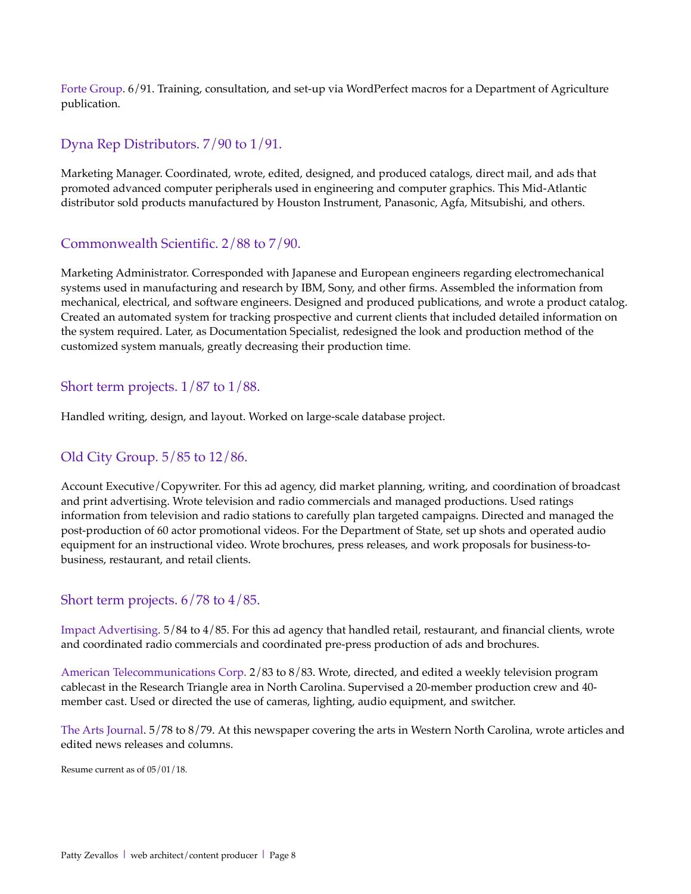Forte Group. 6/91. Training, consultation, and set-up via WordPerfect macros for a Department of Agriculture publication.

## Dyna Rep Distributors. 7/90 to 1/91.

Marketing Manager. Coordinated, wrote, edited, designed, and produced catalogs, direct mail, and ads that promoted advanced computer peripherals used in engineering and computer graphics. This Mid-Atlantic distributor sold products manufactured by Houston Instrument, Panasonic, Agfa, Mitsubishi, and others.

## Commonwealth Scientific. 2/88 to 7/90.

Marketing Administrator. Corresponded with Japanese and European engineers regarding electromechanical systems used in manufacturing and research by IBM, Sony, and other firms. Assembled the information from mechanical, electrical, and software engineers. Designed and produced publications, and wrote a product catalog. Created an automated system for tracking prospective and current clients that included detailed information on the system required. Later, as Documentation Specialist, redesigned the look and production method of the customized system manuals, greatly decreasing their production time.

## Short term projects. 1/87 to 1/88.

Handled writing, design, and layout. Worked on large-scale database project.

## Old City Group. 5/85 to 12/86.

Account Executive/Copywriter. For this ad agency, did market planning, writing, and coordination of broadcast and print advertising. Wrote television and radio commercials and managed productions. Used ratings information from television and radio stations to carefully plan targeted campaigns. Directed and managed the post-production of 60 actor promotional videos. For the Department of State, set up shots and operated audio equipment for an instructional video. Wrote brochures, press releases, and work proposals for business-to-business, restaurant, and retail clients.

## Short term projects. 6/78 to 4/85.

Impact Advertising. 5/84 to 4/85. For this ad agency that handled retail, restaurant, and financial clients, wrote and coordinated radio commercials and coordinated pre-press production of ads and brochures.

American Telecommunications Corp. 2/83 to 8/83. Wrote, directed, and edited a weekly television program cablecast in the Research Triangle area in North Carolina. Supervised a 20-member production crew and 40-member cast. Used or directed the use of cameras, lighting, audio equipment, and switcher.

The Arts Journal. 5/78 to 8/79. At this newspaper covering the arts in Western North Carolina, wrote articles and edited news releases and columns.

Resume current as of 05/01/18.